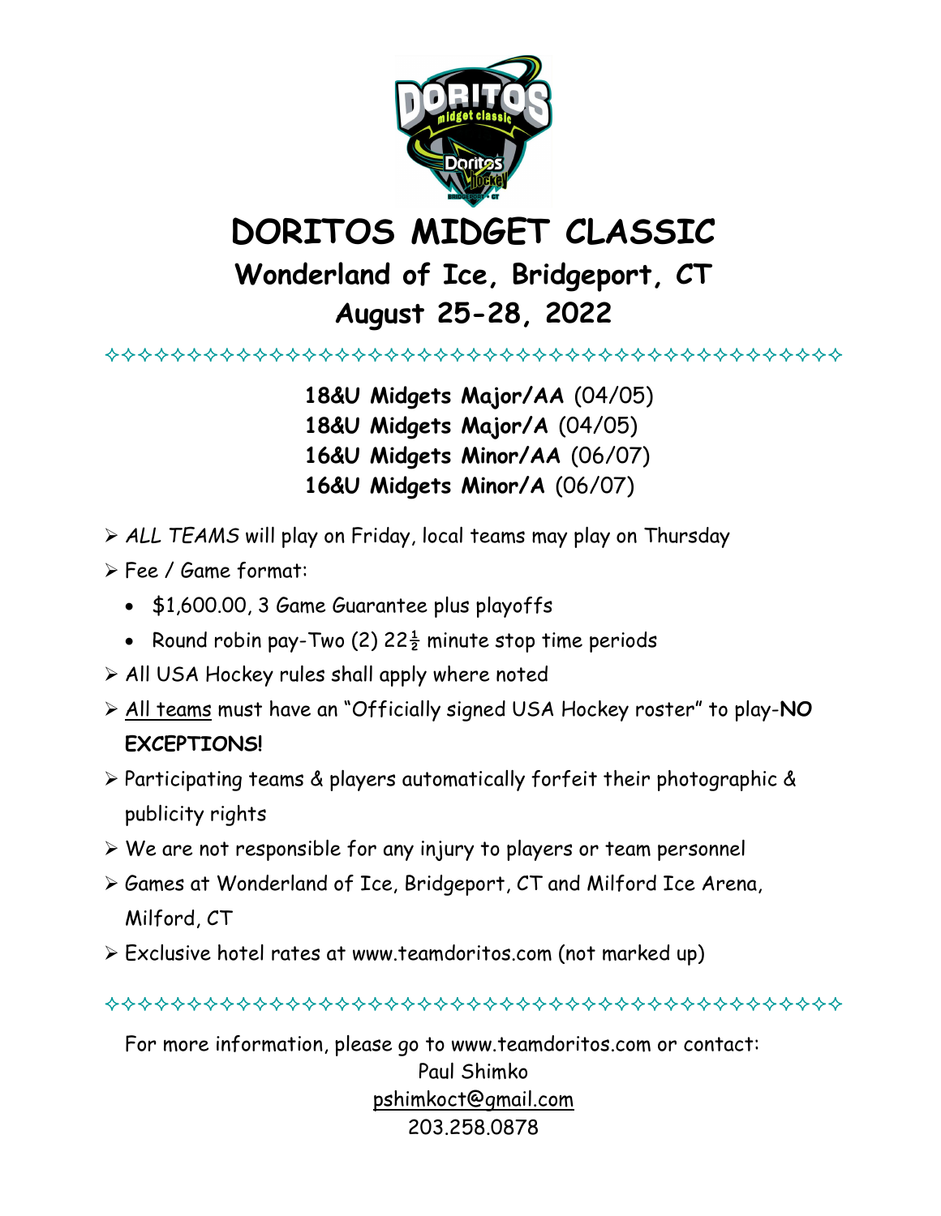# DORITOS MIDGET CLASSIC

## Wonderland of Ice, Bridgeport, CT

## August 25-28, 2022

✧✧✧✧✧✧✧✧✧✧✧✧✧✧✧✧✧✧✧✧✧✧✧✧✧✧✧✧✧✧✧✧✧✧✧✧✧✧✧✧✧✧✧

**18&U Midgets Major/AA** (04/05)
**18&U Midgets Major/A** (04/05)
**16&U Midgets Minor/AA** (06/07)
**16&U Midgets Minor/A** (06/07)

- *ALL TEAMS* will play on Friday, local teams may play on Thursday
- Fee / Game format:
  - $1,600.00, 3 Game Guarantee plus playoffs
  - Round robin pay-Two (2) 22½ minute stop time periods
- All USA Hockey rules shall apply where noted
- All teams must have an "Officially signed USA Hockey roster" to play-**NO EXCEPTIONS!**
- Participating teams & players automatically forfeit their photographic & publicity rights
- We are not responsible for any injury to players or team personnel
- Games at Wonderland of Ice, Bridgeport, CT and Milford Ice Arena, Milford, CT
- Exclusive hotel rates at www.teamdoritos.com (not marked up)

✧✧✧✧✧✧✧✧✧✧✧✧✧✧✧✧✧✧✧✧✧✧✧✧✧✧✧✧✧✧✧✧✧✧✧✧✧✧✧✧✧✧✧

For more information, please go to www.teamdoritos.com or contact:

Paul Shimko
pshimkoct@gmail.com
203.258.0878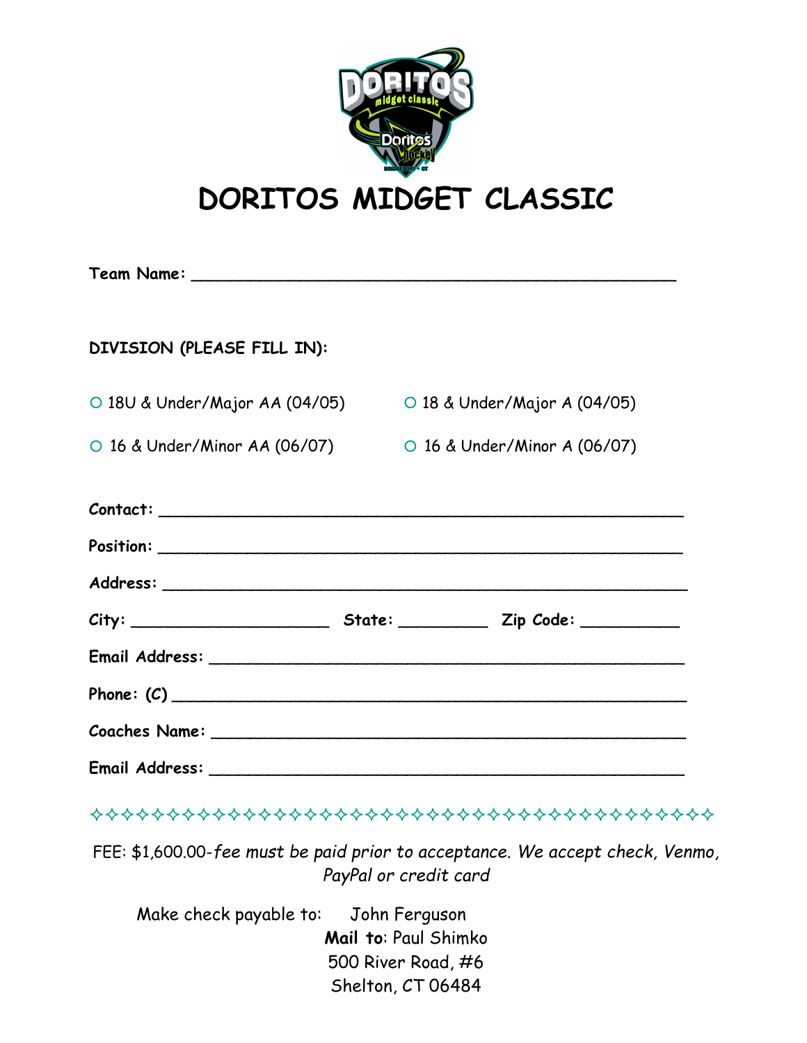# DORITOS MIDGET CLASSIC

**Team Name:** ____________________________________________

**DIVISION (PLEASE FILL IN):**

○ 18U & Under/Major AA (04/05)

○ 18 & Under/Major A (04/05)

○ 16 & Under/Minor AA (06/07)

○ 16 & Under/Minor A (06/07)

**Contact:** ____________________________________________

**Position:** ____________________________________________

**Address:** ____________________________________________

**City:** ____________________ **State:** _________ **Zip Code:** __________

**Email Address:** ____________________________________________

**Phone: (C)** ____________________________________________

**Coaches Name:** ____________________________________________

**Email Address:** ____________________________________________

✧✧✧✧✧✧✧✧✧✧✧✧✧✧✧✧✧✧✧✧✧✧✧✧✧✧✧✧✧✧✧✧✧✧✧✧✧✧✧✧✧

FEE: $1,600.00-*fee must be paid prior to acceptance. We accept check, Venmo, PayPal or credit card*

Make check payable to: John Ferguson

**Mail to**: Paul Shimko
500 River Road, #6
Shelton, CT 06484